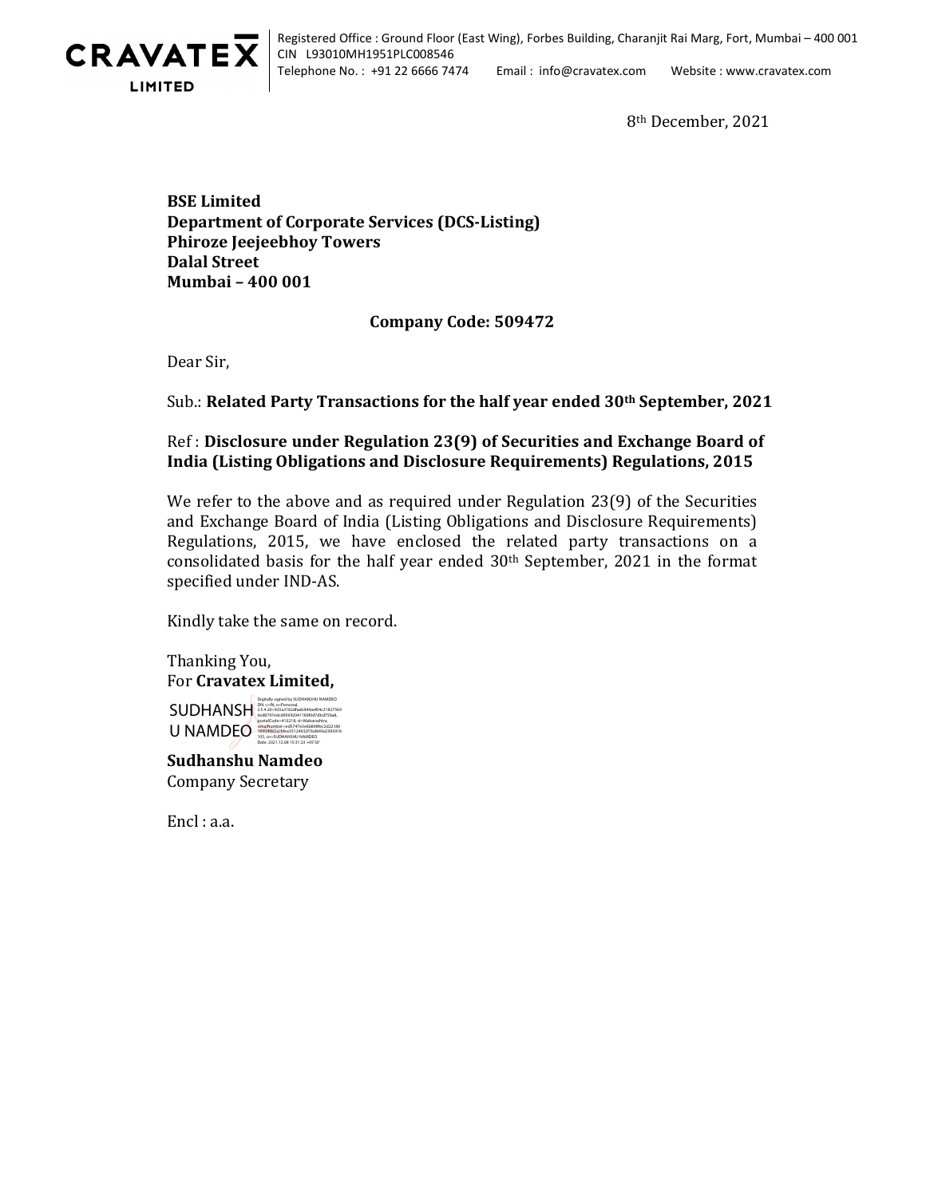**CRAVATEX LIMITED**

Registered Office : Ground Floor (East Wing), Forbes Building, Charanjit Rai Marg, Fort, Mumbai – 400 001
CIN L93010MH1951PLC008546
Telephone No. : +91 22 6666 7474 Email : info@cravatex.com Website : www.cravatex.com

8th December, 2021

**BSE Limited**
**Department of Corporate Services (DCS-Listing)**
**Phiroze Jeejeebhoy Towers**
**Dalal Street**
**Mumbai – 400 001**

**Company Code: 509472**

Dear Sir,

Sub.: **Related Party Transactions for the half year ended 30th September, 2021**

Ref : **Disclosure under Regulation 23(9) of Securities and Exchange Board of India (Listing Obligations and Disclosure Requirements) Regulations, 2015**

We refer to the above and as required under Regulation 23(9) of the Securities and Exchange Board of India (Listing Obligations and Disclosure Requirements) Regulations, 2015, we have enclosed the related party transactions on a consolidated basis for the half year ended 30th September, 2021 in the format specified under IND-AS.

Kindly take the same on record.

Thanking You,
For **Cravatex Limited,**

SUDHANSHU NAMDEO (Digitally signed)

**Sudhanshu Namdeo**
Company Secretary

Encl : a.a.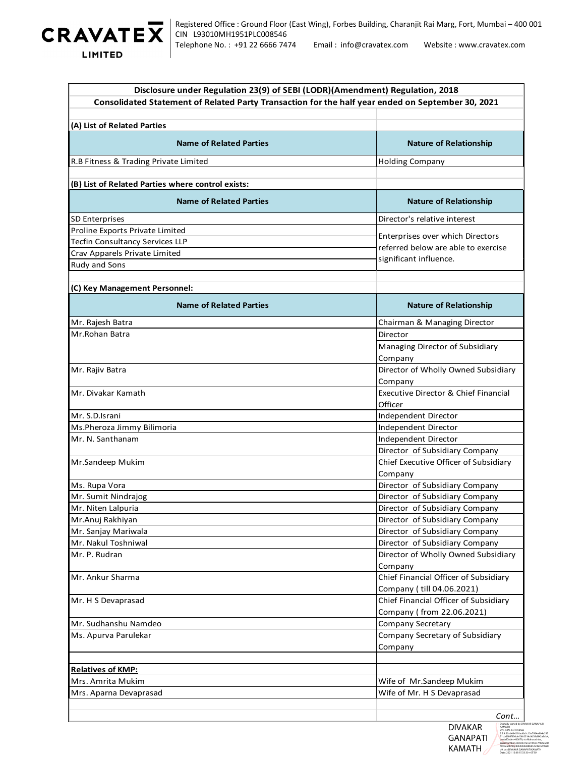**CRAVATEX LIMITED**

Registered Office : Ground Floor (East Wing), Forbes Building, Charanjit Rai Marg, Fort, Mumbai – 400 001
CIN L93010MH1951PLC008546
Telephone No. : +91 22 6666 7474 Email : info@cravatex.com Website : www.cravatex.com

## Disclosure under Regulation 23(9) of SEBI (LODR)(Amendment) Regulation, 2018

## Consolidated Statement of Related Party Transaction for the half year ended on September 30, 2021

**(A) List of Related Parties**

| Name of Related Parties | Nature of Relationship |
|---|---|
| R.B Fitness & Trading Private Limited | Holding Company |

**(B) List of Related Parties where control exists:**

| Name of Related Parties | Nature of Relationship |
|---|---|
| SD Enterprises | Director's relative interest |
| Proline Exports Private Limited | Enterprises over which Directors referred below are able to exercise significant influence. |
| Tecfin Consultancy Services LLP | |
| Crav Apparels Private Limited | |
| Rudy and Sons | |

**(C) Key Management Personnel:**

| Name of Related Parties | Nature of Relationship |
|---|---|
| Mr. Rajesh Batra | Chairman & Managing Director |
| Mr.Rohan Batra | Director |
| | Managing Director of Subsidiary Company |
| Mr. Rajiv Batra | Director of Wholly Owned Subsidiary Company |
| Mr. Divakar Kamath | Executive Director & Chief Financial Officer |
| Mr. S.D.Israni | Independent Director |
| Ms.Pheroza Jimmy Bilimoria | Independent Director |
| Mr. N. Santhanam | Independent Director |
| | Director of Subsidiary Company |
| Mr.Sandeep Mukim | Chief Executive Officer of Subsidiary Company |
| Ms. Rupa Vora | Director of Subsidiary Company |
| Mr. Sumit Nindrajog | Director of Subsidiary Company |
| Mr. Niten Lalpuria | Director of Subsidiary Company |
| Mr.Anuj Rakhiyan | Director of Subsidiary Company |
| Mr. Sanjay Mariwala | Director of Subsidiary Company |
| Mr. Nakul Toshniwal | Director of Subsidiary Company |
| Mr. P. Rudran | Director of Wholly Owned Subsidiary Company |
| Mr. Ankur Sharma | Chief Financial Officer of Subsidiary Company ( till 04.06.2021) |
| Mr. H S Devaprasad | Chief Financial Officer of Subsidiary Company ( from 22.06.2021) |
| Mr. Sudhanshu Namdeo | Company Secretary |
| Ms. Apurva Parulekar | Company Secretary of Subsidiary Company |
| | |
| **Relatives of KMP:** | |
| Mrs. Amrita Mukim | Wife of Mr.Sandeep Mukim |
| Mrs. Aparna Devaprasad | Wife of Mr. H S Devaprasad |

*Cont...*

DIVAKAR GANAPATI KAMATH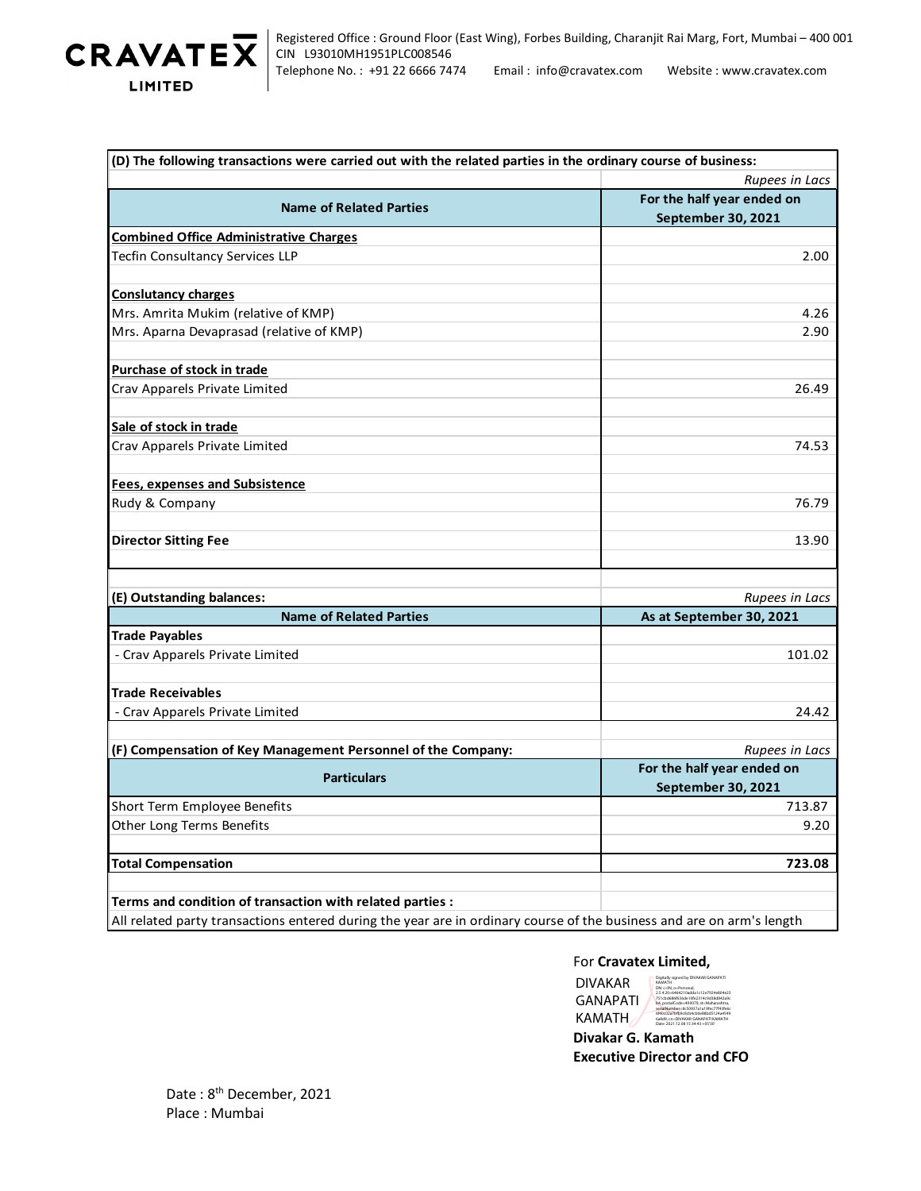**(D) The following transactions were carried out with the related parties in the ordinary course of business:**

*Rupees in Lacs*

| Name of Related Parties | For the half year ended on September 30, 2021 |
|---|---|
| **Combined Office Administrative Charges** | |
| Tecfin Consultancy Services LLP | 2.00 |
| | |
| **Conslutancy charges** | |
| Mrs. Amrita Mukim (relative of KMP) | 4.26 |
| Mrs. Aparna Devaprasad (relative of KMP) | 2.90 |
| | |
| **Purchase of stock in trade** | |
| Crav Apparels Private Limited | 26.49 |
| | |
| **Sale of stock in trade** | |
| Crav Apparels Private Limited | 74.53 |
| | |
| **Fees, expenses and Subsistence** | |
| Rudy & Company | 76.79 |
| | |
| **Director Sitting Fee** | 13.90 |

**(E) Outstanding balances:**

*Rupees in Lacs*

| Name of Related Parties | As at September 30, 2021 |
|---|---|
| **Trade Payables** | |
| - Crav Apparels Private Limited | 101.02 |
| | |
| **Trade Receivables** | |
| - Crav Apparels Private Limited | 24.42 |

**(F) Compensation of Key Management Personnel of the Company:**

*Rupees in Lacs*

| Particulars | For the half year ended on September 30, 2021 |
|---|---|
| Short Term Employee Benefits | 713.87 |
| Other Long Terms Benefits | 9.20 |
| | |
| **Total Compensation** | **723.08** |

**Terms and condition of transaction with related parties :**

All related party transactions entered during the year are in ordinary course of the business and are on arm's length

For **Cravatex Limited,**

DIVAKAR GANAPATI KAMATH

**Divakar G. Kamath**
**Executive Director and CFO**

Date : 8th December, 2021
Place : Mumbai